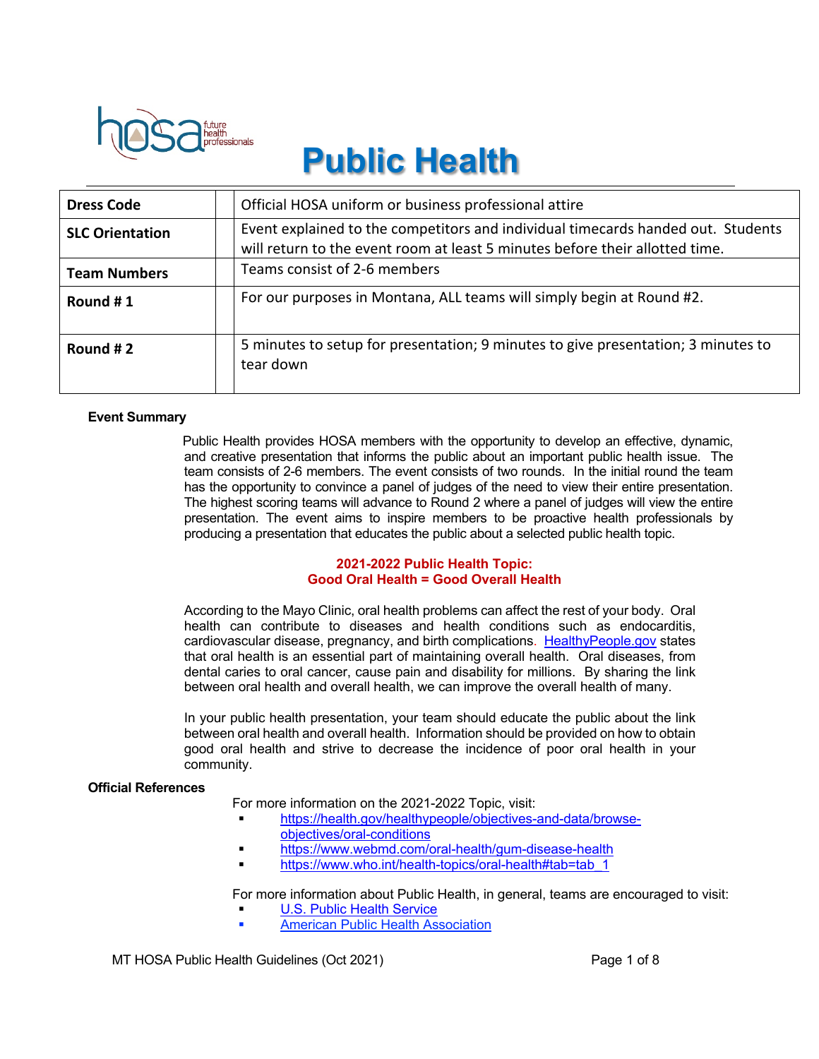# Public Health

| Dress Code | Official HOSA uniform or business professional attire |
|---|---|
| SLC Orientation | Event explained to the competitors and individual timecards handed out. Students will return to the event room at least 5 minutes before their allotted time. |
| Team Numbers | Teams consist of 2-6 members |
| Round # 1 | For our purposes in Montana, ALL teams will simply begin at Round #2. |
| Round # 2 | 5 minutes to setup for presentation; 9 minutes to give presentation; 3 minutes to tear down |

**Event Summary**

Public Health provides HOSA members with the opportunity to develop an effective, dynamic, and creative presentation that informs the public about an important public health issue. The team consists of 2-6 members. The event consists of two rounds. In the initial round the team has the opportunity to convince a panel of judges of the need to view their entire presentation. The highest scoring teams will advance to Round 2 where a panel of judges will view the entire presentation. The event aims to inspire members to be proactive health professionals by producing a presentation that educates the public about a selected public health topic.

**2021-2022 Public Health Topic:**
**Good Oral Health = Good Overall Health**

According to the Mayo Clinic, oral health problems can affect the rest of your body. Oral health can contribute to diseases and health conditions such as endocarditis, cardiovascular disease, pregnancy, and birth complications. HealthyPeople.gov states that oral health is an essential part of maintaining overall health. Oral diseases, from dental caries to oral cancer, cause pain and disability for millions. By sharing the link between oral health and overall health, we can improve the overall health of many.

In your public health presentation, your team should educate the public about the link between oral health and overall health. Information should be provided on how to obtain good oral health and strive to decrease the incidence of poor oral health in your community.

**Official References**

For more information on the 2021-2022 Topic, visit:

- https://health.gov/healthypeople/objectives-and-data/browse-objectives/oral-conditions
- https://www.webmd.com/oral-health/gum-disease-health
- https://www.who.int/health-topics/oral-health#tab=tab_1

For more information about Public Health, in general, teams are encouraged to visit:

- U.S. Public Health Service
- American Public Health Association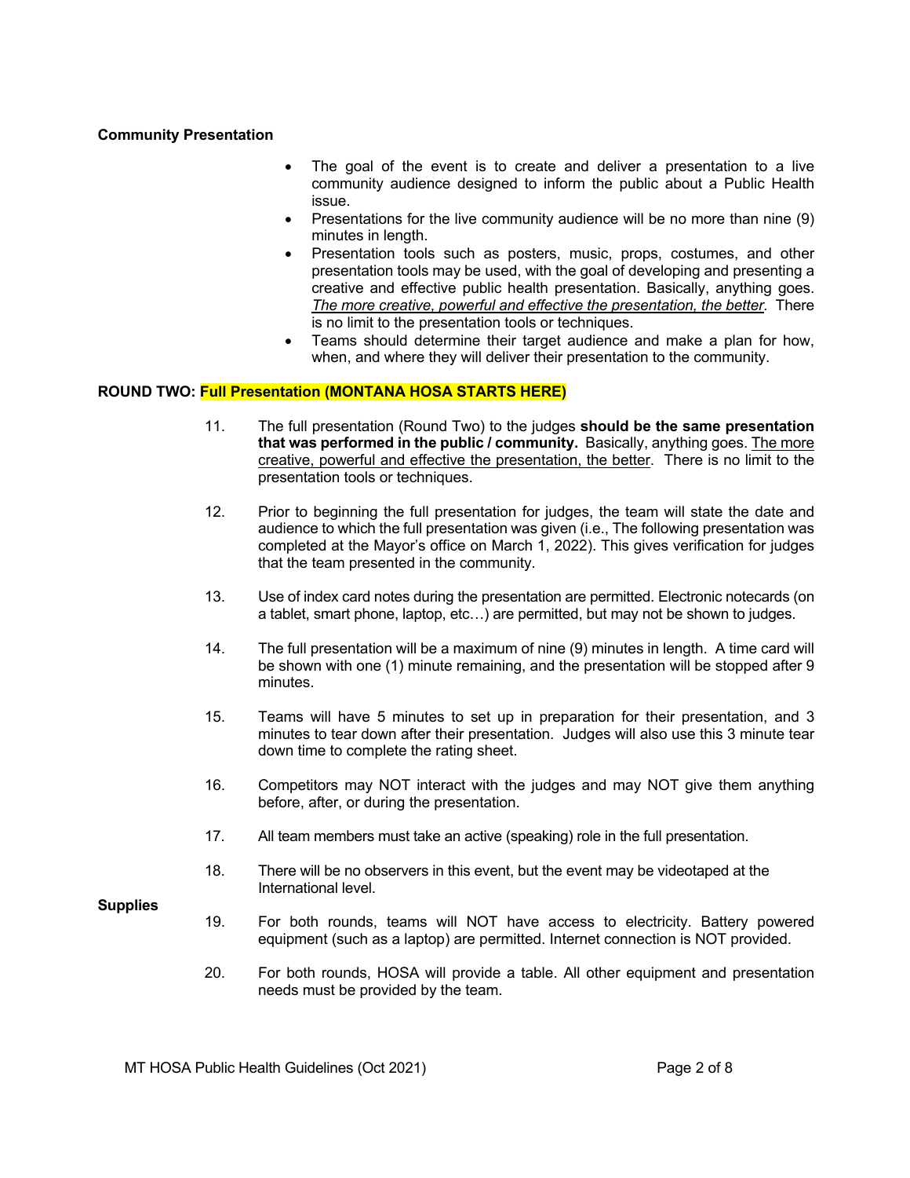**Community Presentation**

- The goal of the event is to create and deliver a presentation to a live community audience designed to inform the public about a Public Health issue.
- Presentations for the live community audience will be no more than nine (9) minutes in length.
- Presentation tools such as posters, music, props, costumes, and other presentation tools may be used, with the goal of developing and presenting a creative and effective public health presentation. Basically, anything goes. *The more creative, powerful and effective the presentation, the better.* There is no limit to the presentation tools or techniques.
- Teams should determine their target audience and make a plan for how, when, and where they will deliver their presentation to the community.

**ROUND TWO: Full Presentation (MONTANA HOSA STARTS HERE)**

11. The full presentation (Round Two) to the judges **should be the same presentation that was performed in the public / community.** Basically, anything goes. The more creative, powerful and effective the presentation, the better. There is no limit to the presentation tools or techniques.

12. Prior to beginning the full presentation for judges, the team will state the date and audience to which the full presentation was given (i.e., The following presentation was completed at the Mayor's office on March 1, 2022). This gives verification for judges that the team presented in the community.

13. Use of index card notes during the presentation are permitted. Electronic notecards (on a tablet, smart phone, laptop, etc…) are permitted, but may not be shown to judges.

14. The full presentation will be a maximum of nine (9) minutes in length. A time card will be shown with one (1) minute remaining, and the presentation will be stopped after 9 minutes.

15. Teams will have 5 minutes to set up in preparation for their presentation, and 3 minutes to tear down after their presentation. Judges will also use this 3 minute tear down time to complete the rating sheet.

16. Competitors may NOT interact with the judges and may NOT give them anything before, after, or during the presentation.

17. All team members must take an active (speaking) role in the full presentation.

18. There will be no observers in this event, but the event may be videotaped at the International level.

**Supplies**

19. For both rounds, teams will NOT have access to electricity. Battery powered equipment (such as a laptop) are permitted. Internet connection is NOT provided.

20. For both rounds, HOSA will provide a table. All other equipment and presentation needs must be provided by the team.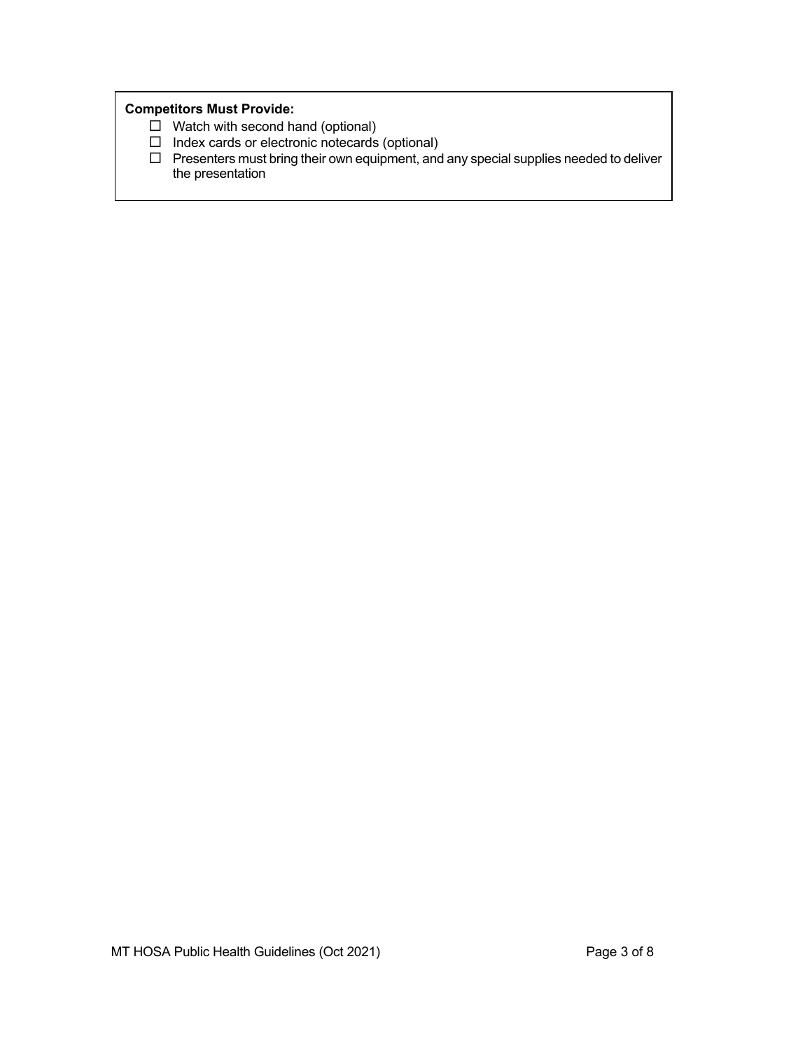**Competitors Must Provide:**

- ☐ Watch with second hand (optional)
- ☐ Index cards or electronic notecards (optional)
- ☐ Presenters must bring their own equipment, and any special supplies needed to deliver the presentation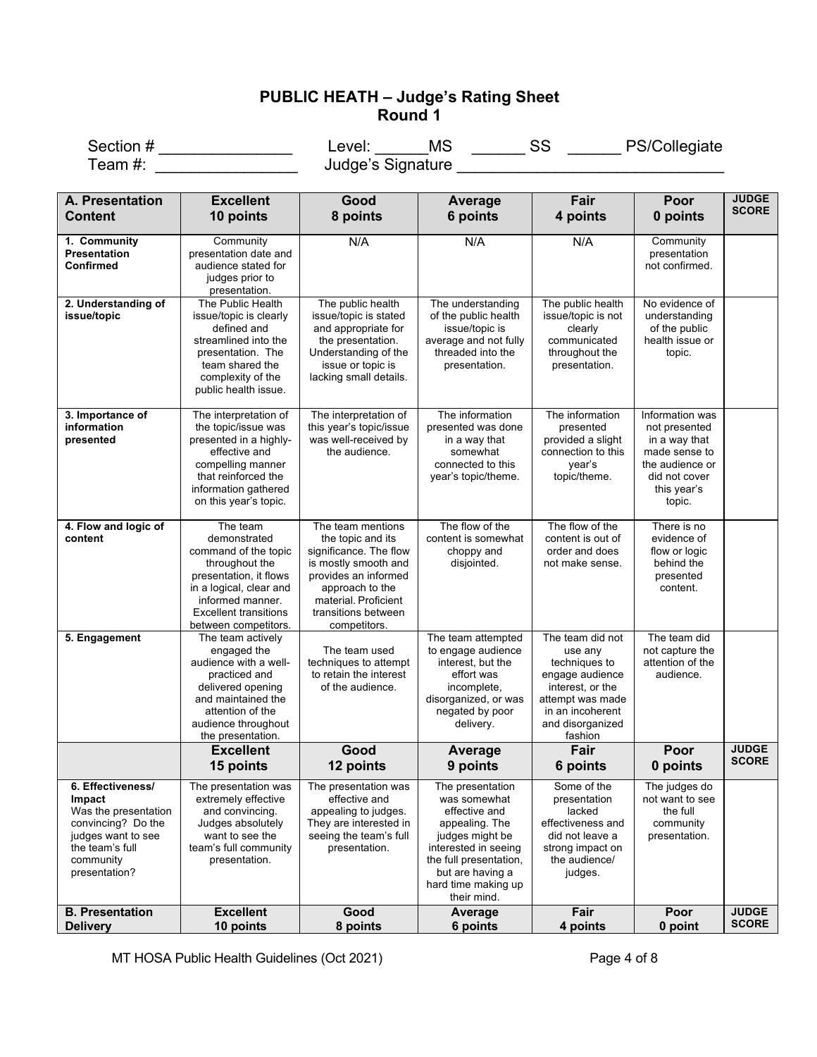## PUBLIC HEATH – Judge's Rating Sheet
## Round 1

Section # _______________ Level: ______MS ______ SS ______ PS/Collegiate

Team #: ________________ Judge's Signature _______________________________

| A. Presentation Content | Excellent 10 points | Good 8 points | Average 6 points | Fair 4 points | Poor 0 points | JUDGE SCORE |
|---|---|---|---|---|---|---|
| **1. Community Presentation Confirmed** | Community presentation date and audience stated for judges prior to presentation. | N/A | N/A | N/A | Community presentation not confirmed. | |
| **2. Understanding of issue/topic** | The Public Health issue/topic is clearly defined and streamlined into the presentation. The team shared the complexity of the public health issue. | The public health issue/topic is stated and appropriate for the presentation. Understanding of the issue or topic is lacking small details. | The understanding of the public health issue/topic is average and not fully threaded into the presentation. | The public health issue/topic is not clearly communicated throughout the presentation. | No evidence of understanding of the public health issue or topic. | |
| **3. Importance of information presented** | The interpretation of the topic/issue was presented in a highly-effective and compelling manner that reinforced the information gathered on this year's topic. | The interpretation of this year's topic/issue was well-received by the audience. | The information presented was done in a way that somewhat connected to this year's topic/theme. | The information presented provided a slight connection to this year's topic/theme. | Information was not presented in a way that made sense to the audience or did not cover this year's topic. | |
| **4. Flow and logic of content** | The team demonstrated command of the topic throughout the presentation, it flows in a logical, clear and informed manner. Excellent transitions between competitors. | The team mentions the topic and its significance. The flow is mostly smooth and provides an informed approach to the material. Proficient transitions between competitors. | The flow of the content is somewhat choppy and disjointed. | The flow of the content is out of order and does not make sense. | There is no evidence of flow or logic behind the presented content. | |
| **5. Engagement** | The team actively engaged the audience with a well-practiced and delivered opening and maintained the attention of the audience throughout the presentation. | The team used techniques to attempt to retain the interest of the audience. | The team attempted to engage audience interest, but the effort was incomplete, disorganized, or was negated by poor delivery. | The team did not use any techniques to engage audience interest, or the attempt was made in an incoherent and disorganized fashion | The team did not capture the attention of the audience. | |
| | **Excellent 15 points** | **Good 12 points** | **Average 9 points** | **Fair 6 points** | **Poor 0 points** | **JUDGE SCORE** |
| **6. Effectiveness/ Impact** Was the presentation convincing? Do the judges want to see the team's full community presentation? | The presentation was extremely effective and convincing. Judges absolutely want to see the team's full community presentation. | The presentation was effective and appealing to judges. They are interested in seeing the team's full presentation. | The presentation was somewhat effective and appealing. The judges might be interested in seeing the full presentation, but are having a hard time making up their mind. | Some of the presentation lacked effectiveness and did not leave a strong impact on the audience/ judges. | The judges do not want to see the full community presentation. | |
| **B. Presentation Delivery** | **Excellent 10 points** | **Good 8 points** | **Average 6 points** | **Fair 4 points** | **Poor 0 point** | **JUDGE SCORE** |

MT HOSA Public Health Guidelines (Oct 2021)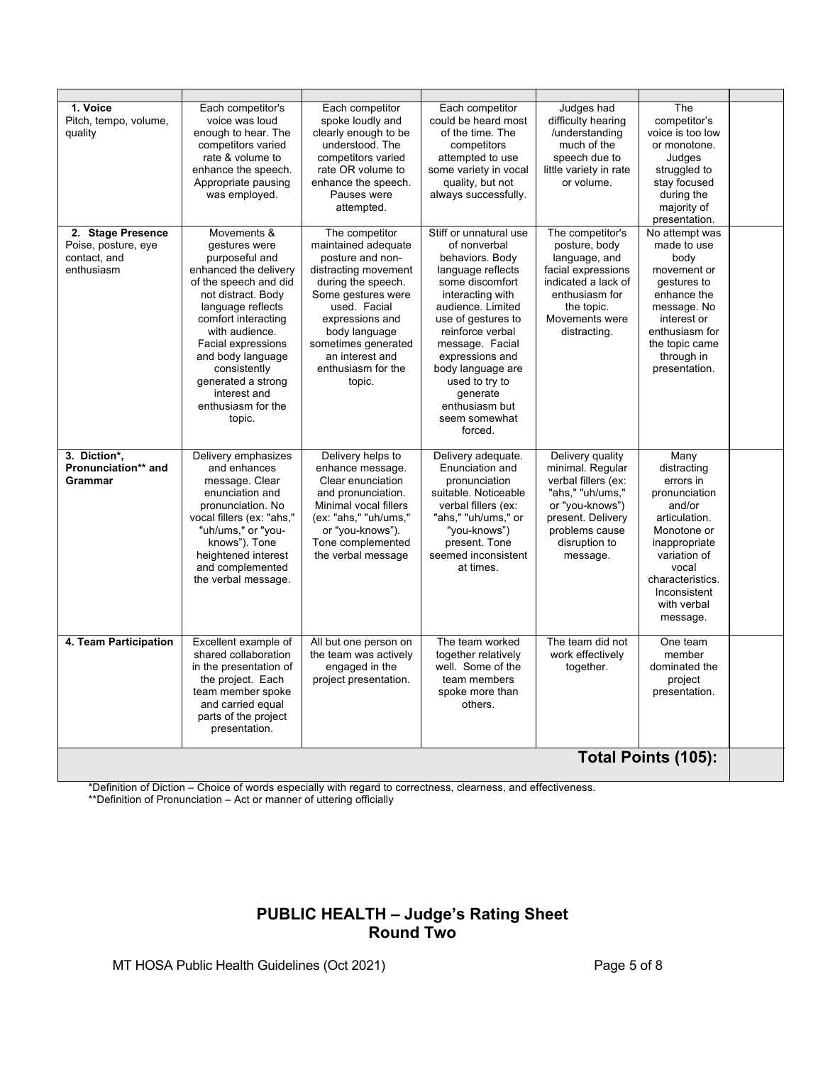| | | | | | | |
|---|---|---|---|---|---|---|
| **1. Voice** Pitch, tempo, volume, quality | Each competitor's voice was loud enough to hear. The competitors varied rate & volume to enhance the speech. Appropriate pausing was employed. | Each competitor spoke loudly and clearly enough to be understood. The competitors varied rate OR volume to enhance the speech. Pauses were attempted. | Each competitor could be heard most of the time. The competitors attempted to use some variety in vocal quality, but not always successfully. | Judges had difficulty hearing /understanding much of the speech due to little variety in rate or volume. | The competitor's voice is too low or monotone. Judges struggled to stay focused during the majority of presentation. | |
| **2. Stage Presence** Poise, posture, eye contact, and enthusiasm | Movements & gestures were purposeful and enhanced the delivery of the speech and did not distract. Body language reflects comfort interacting with audience. Facial expressions and body language consistently generated a strong interest and enthusiasm for the topic. | The competitor maintained adequate posture and non-distracting movement during the speech. Some gestures were used. Facial expressions and body language sometimes generated an interest and enthusiasm for the topic. | Stiff or unnatural use of nonverbal behaviors. Body language reflects some discomfort interacting with audience. Limited use of gestures to reinforce verbal message. Facial expressions and body language are used to try to generate enthusiasm but seem somewhat forced. | The competitor's posture, body language, and facial expressions indicated a lack of enthusiasm for the topic. Movements were distracting. | No attempt was made to use body movement or gestures to enhance the message. No interest or enthusiasm for the topic came through in presentation. | |
| **3. Diction*, Pronunciation** and Grammar** | Delivery emphasizes and enhances message. Clear enunciation and pronunciation. No vocal fillers (ex: "ahs," "uh/ums," or "you-knows"). Tone heightened interest and complemented the verbal message. | Delivery helps to enhance message. Clear enunciation and pronunciation. Minimal vocal fillers (ex: "ahs," "uh/ums," or "you-knows"). Tone complemented the verbal message | Delivery adequate. Enunciation and pronunciation suitable. Noticeable verbal fillers (ex: "ahs," "uh/ums," or "you-knows") present. Tone seemed inconsistent at times. | Delivery quality minimal. Regular verbal fillers (ex: "ahs," "uh/ums," or "you-knows") present. Delivery problems cause disruption to message. | Many distracting errors in pronunciation and/or articulation. Monotone or inappropriate variation of vocal characteristics. Inconsistent with verbal message. | |
| **4. Team Participation** | Excellent example of shared collaboration in the presentation of the project. Each team member spoke and carried equal parts of the project presentation. | All but one person on the team was actively engaged in the project presentation. | The team worked together relatively well. Some of the team members spoke more than others. | The team did not work effectively together. | One team member dominated the project presentation. | |
| | | | | | **Total Points (105):** | |

*Definition of Diction – Choice of words especially with regard to correctness, clearness, and effectiveness.
**Definition of Pronunciation – Act or manner of uttering officially

## PUBLIC HEALTH – Judge's Rating Sheet
## Round Two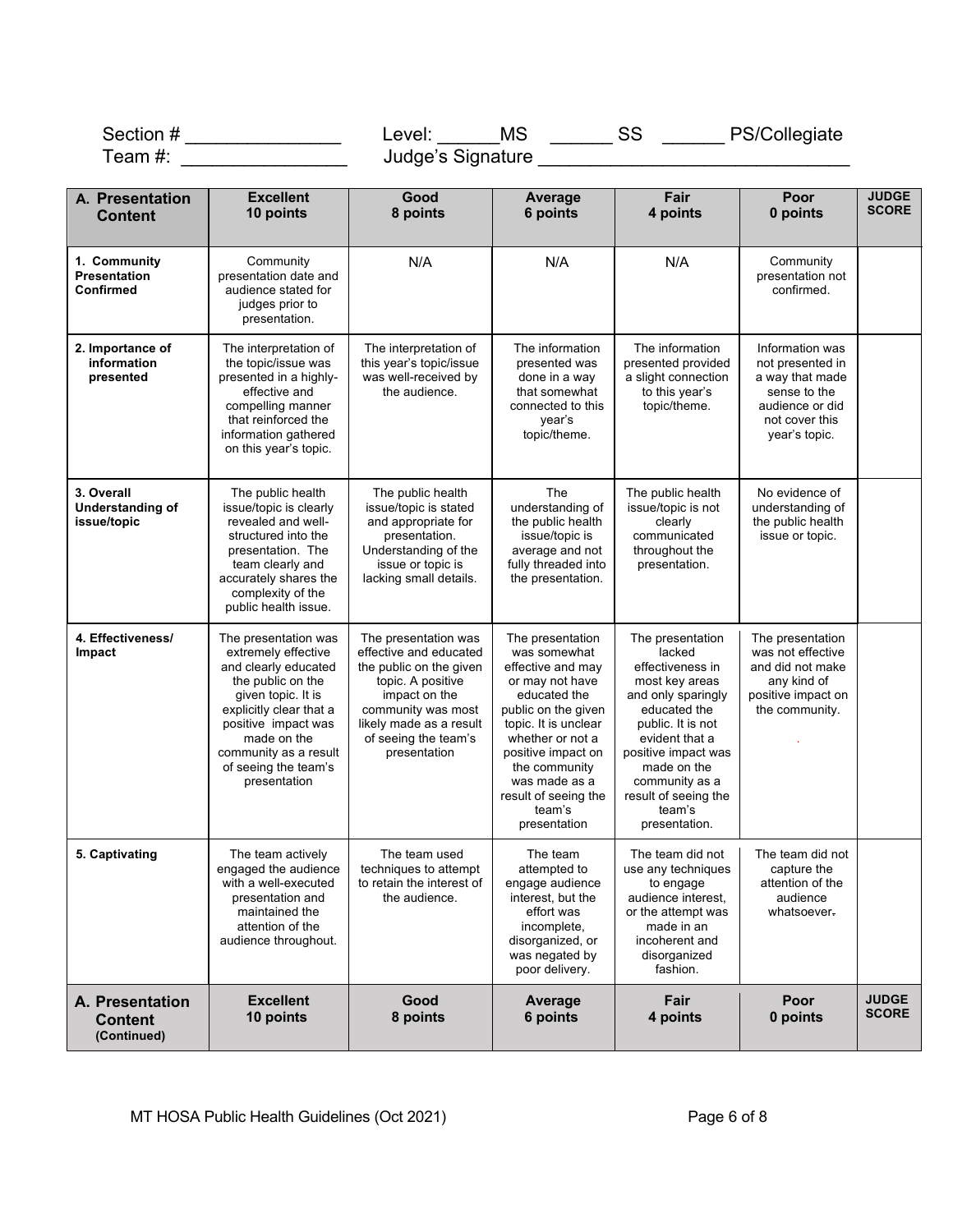Section # _______________ Level: ______MS ______ SS ______ PS/Collegiate
Team #: ________________ Judge's Signature _______________________________

| A. Presentation Content | Excellent 10 points | Good 8 points | Average 6 points | Fair 4 points | Poor 0 points | JUDGE SCORE |
|---|---|---|---|---|---|---|
| 1. Community Presentation Confirmed | Community presentation date and audience stated for judges prior to presentation. | N/A | N/A | N/A | Community presentation not confirmed. | |
| 2. Importance of information presented | The interpretation of the topic/issue was presented in a highly-effective and compelling manner that reinforced the information gathered on this year's topic. | The interpretation of this year's topic/issue was well-received by the audience. | The information presented was done in a way that somewhat connected to this year's topic/theme. | The information presented provided a slight connection to this year's topic/theme. | Information was not presented in a way that made sense to the audience or did not cover this year's topic. | |
| 3. Overall Understanding of issue/topic | The public health issue/topic is clearly revealed and well-structured into the presentation. The team clearly and accurately shares the complexity of the public health issue. | The public health issue/topic is stated and appropriate for presentation. Understanding of the issue or topic is lacking small details. | The understanding of the public health issue/topic is average and not fully threaded into the presentation. | The public health issue/topic is not clearly communicated throughout the presentation. | No evidence of understanding of the public health issue or topic. | |
| 4. Effectiveness/ Impact | The presentation was extremely effective and clearly educated the public on the given topic. It is explicitly clear that a positive impact was made on the community as a result of seeing the team's presentation | The presentation was effective and educated the public on the given topic. A positive impact on the community was most likely made as a result of seeing the team's presentation | The presentation was somewhat effective and may or may not have educated the public on the given topic. It is unclear whether or not a positive impact on the community was made as a result of seeing the team's presentation | The presentation lacked effectiveness in most key areas and only sparingly educated the public. It is not evident that a positive impact was made on the community as a result of seeing the team's presentation. | The presentation was not effective and did not make any kind of positive impact on the community. | |
| 5. Captivating | The team actively engaged the audience with a well-executed presentation and maintained the attention of the audience throughout. | The team used techniques to attempt to retain the interest of the audience. | The team attempted to engage audience interest, but the effort was incomplete, disorganized, or was negated by poor delivery. | The team did not use any techniques to engage audience interest, or the attempt was made in an incoherent and disorganized fashion. | The team did not capture the attention of the audience whatsoever. | |
| **A. Presentation Content (Continued)** | **Excellent 10 points** | **Good 8 points** | **Average 6 points** | **Fair 4 points** | **Poor 0 points** | **JUDGE SCORE** |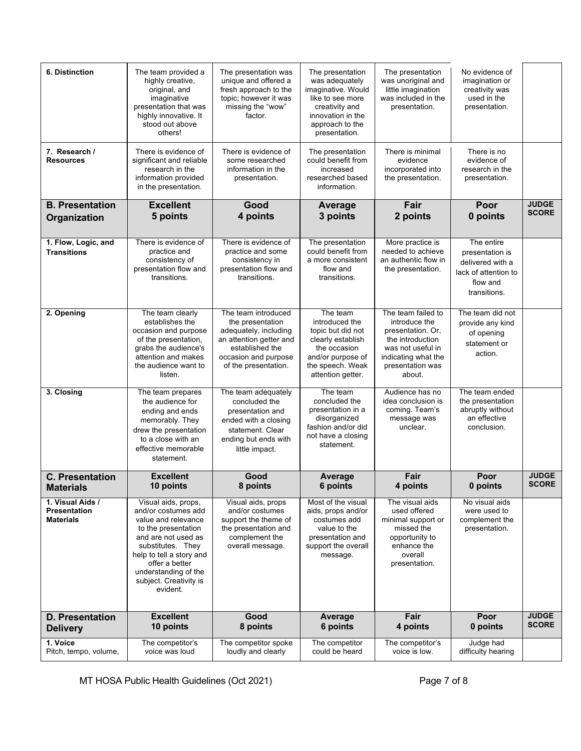| | | | | | | |
|---|---|---|---|---|---|---|
| **6. Distinction** | The team provided a highly creative, original, and imaginative presentation that was highly innovative. It stood out above others! | The presentation was unique and offered a fresh approach to the topic; however it was missing the "wow" factor. | The presentation was adequately imaginative. Would like to see more creativity and innovation in the approach to the presentation. | The presentation was unoriginal and little imagination was included in the presentation. | No evidence of imagination or creativity was used in the presentation. | |
| **7. Research / Resources** | There is evidence of significant and reliable research in the information provided in the presentation. | There is evidence of some researched information in the presentation. | The presentation could benefit from increased researched based information. | There is minimal evidence incorporated into the presentation. | There is no evidence of research in the presentation. | |
| **B. Presentation Organization** | **Excellent 5 points** | **Good 4 points** | **Average 3 points** | **Fair 2 points** | **Poor 0 points** | **JUDGE SCORE** |
| **1. Flow, Logic, and Transitions** | There is evidence of practice and consistency of presentation flow and transitions. | There is evidence of practice and some consistency in presentation flow and transitions. | The presentation could benefit from a more consistent flow and transitions. | More practice is needed to achieve an authentic flow in the presentation. | The entire presentation is delivered with a lack of attention to flow and transitions. | |
| **2. Opening** | The team clearly establishes the occasion and purpose of the presentation, grabs the audience's attention and makes the audience want to listen. | The team introduced the presentation adequately, including an attention getter and established the occasion and purpose of the presentation. | The team introduced the topic but did not clearly establish the occasion and/or purpose of the speech. Weak attention getter. | The team failed to introduce the presentation. Or, the introduction was not useful in indicating what the presentation was about. | The team did not provide any kind of opening statement or action. | |
| **3. Closing** | The team prepares the audience for ending and ends memorably. They drew the presentation to a close with an effective memorable statement. | The team adequately concluded the presentation and ended with a closing statement. Clear ending but ends with little impact. | The team concluded the presentation in a disorganized fashion and/or did not have a closing statement. | Audience has no idea conclusion is coming. Team's message was unclear. | The team ended the presentation abruptly without an effective conclusion. | |
| **C. Presentation Materials** | **Excellent 10 points** | **Good 8 points** | **Average 6 points** | **Fair 4 points** | **Poor 0 points** | **JUDGE SCORE** |
| **1. Visual Aids / Presentation Materials** | Visual aids, props, and/or costumes add value and relevance to the presentation and are not used as substitutes. They help to tell a story and offer a better understanding of the subject. Creativity is evident. | Visual aids, props and/or costumes support the theme of the presentation and complement the overall message. | Most of the visual aids, props and/or costumes add value to the presentation and support the overall message. | The visual aids used offered minimal support or missed the opportunity to enhance the overall presentation. | No visual aids were used to complement the presentation. | |
| **D. Presentation Delivery** | **Excellent 10 points** | **Good 8 points** | **Average 6 points** | **Fair 4 points** | **Poor 0 points** | **JUDGE SCORE** |
| **1. Voice** Pitch, tempo, volume, | The competitor's voice was loud | The competitor spoke loudly and clearly | The competitor could be heard | The competitor's voice is low. | Judge had difficulty hearing | |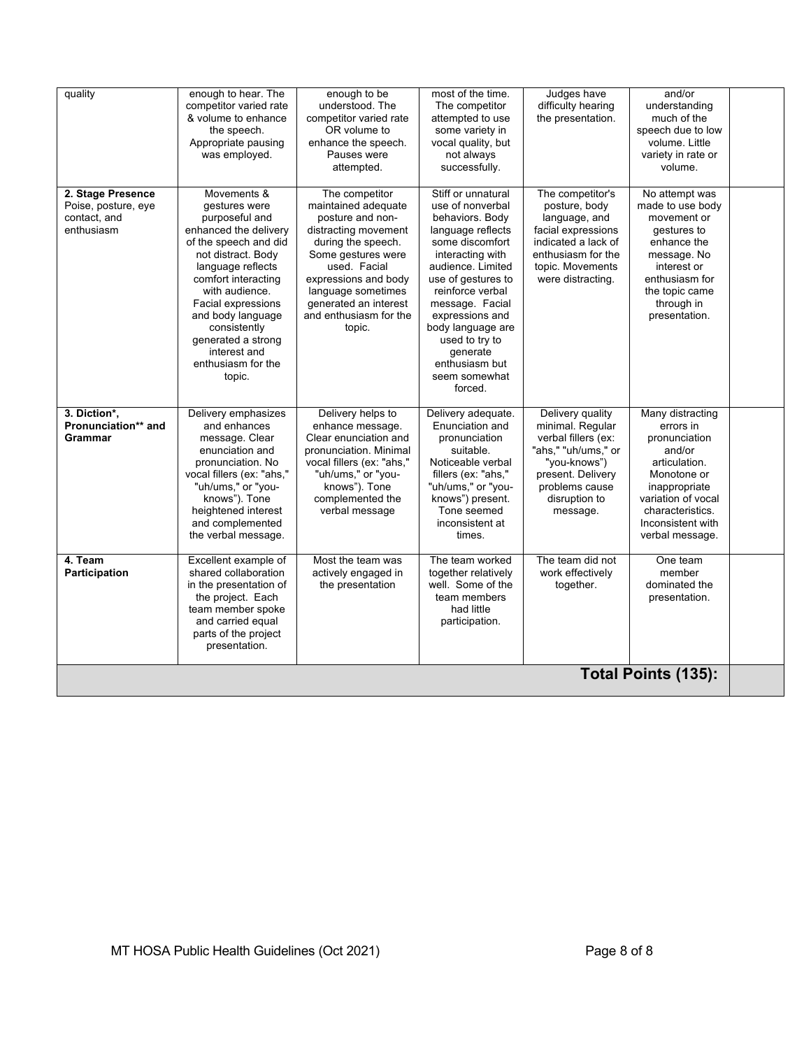| | | | | | | |
|---|---|---|---|---|---|---|
| quality | enough to hear. The competitor varied rate & volume to enhance the speech. Appropriate pausing was employed. | enough to be understood. The competitor varied rate OR volume to enhance the speech. Pauses were attempted. | most of the time. The competitor attempted to use some variety in vocal quality, but not always successfully. | Judges have difficulty hearing the presentation. | and/or understanding much of the speech due to low volume. Little variety in rate or volume. | |
| **2. Stage Presence** Poise, posture, eye contact, and enthusiasm | Movements & gestures were purposeful and enhanced the delivery of the speech and did not distract. Body language reflects comfort interacting with audience. Facial expressions and body language consistently generated a strong interest and enthusiasm for the topic. | The competitor maintained adequate posture and non-distracting movement during the speech. Some gestures were used. Facial expressions and body language sometimes generated an interest and enthusiasm for the topic. | Stiff or unnatural use of nonverbal behaviors. Body language reflects some discomfort interacting with audience. Limited use of gestures to reinforce verbal message. Facial expressions and body language are used to try to generate enthusiasm but seem somewhat forced. | The competitor's posture, body language, and facial expressions indicated a lack of enthusiasm for the topic. Movements were distracting. | No attempt was made to use body movement or gestures to enhance the message. No interest or enthusiasm for the topic came through in presentation. | |
| **3. Diction*, Pronunciation** and Grammar** | Delivery emphasizes and enhances message. Clear enunciation and pronunciation. No vocal fillers (ex: "ahs," "uh/ums," or "you-knows"). Tone heightened interest and complemented the verbal message. | Delivery helps to enhance message. Clear enunciation and pronunciation. Minimal vocal fillers (ex: "ahs," "uh/ums," or "you-knows"). Tone complemented the verbal message | Delivery adequate. Enunciation and pronunciation suitable. Noticeable verbal fillers (ex: "ahs," "uh/ums," or "you-knows") present. Tone seemed inconsistent at times. | Delivery quality minimal. Regular verbal fillers (ex: "ahs," "uh/ums," or "you-knows") present. Delivery problems cause disruption to message. | Many distracting errors in pronunciation and/or articulation. Monotone or inappropriate variation of vocal characteristics. Inconsistent with verbal message. | |
| **4. Team Participation** | Excellent example of shared collaboration in the presentation of the project. Each team member spoke and carried equal parts of the project presentation. | Most the team was actively engaged in the presentation | The team worked together relatively well. Some of the team members had little participation. | The team did not work effectively together. | One team member dominated the presentation. | |
| | | | | | **Total Points (135):** | |